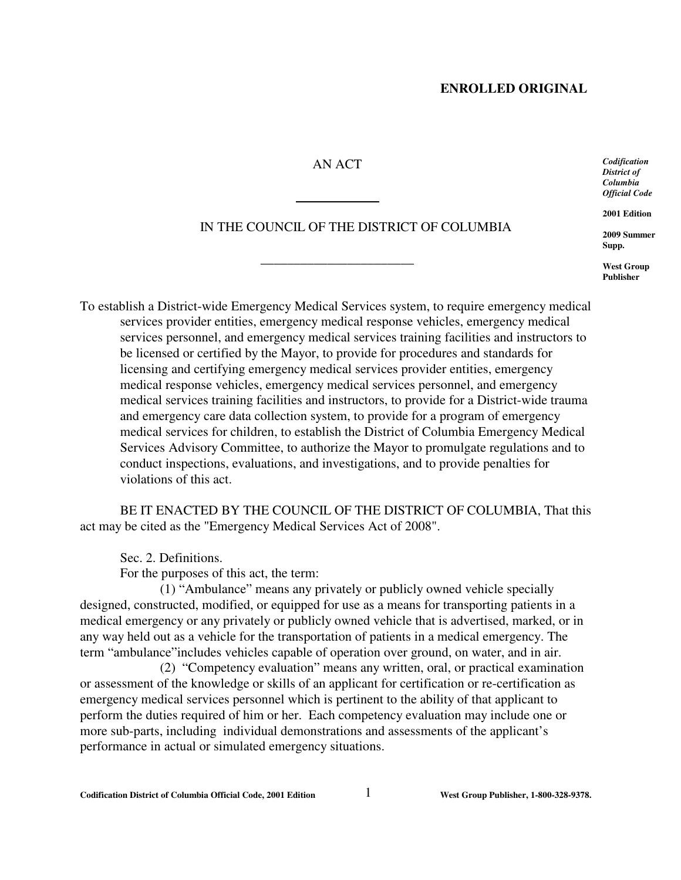**ENROLLED ORIGINAL**

AN ACT

IN THE COUNCIL OF THE DISTRICT OF COLUMBIA

*Codification District of Columbia Official Code*

**2001 Edition**

**2009 Summer Supp.**

**West Group Publisher**

To establish a District-wide Emergency Medical Services system, to require emergency medical services provider entities, emergency medical response vehicles, emergency medical services personnel, and emergency medical services training facilities and instructors to be licensed or certified by the Mayor, to provide for procedures and standards for licensing and certifying emergency medical services provider entities, emergency medical response vehicles, emergency medical services personnel, and emergency medical services training facilities and instructors, to provide for a District-wide trauma and emergency care data collection system, to provide for a program of emergency medical services for children, to establish the District of Columbia Emergency Medical Services Advisory Committee, to authorize the Mayor to promulgate regulations and to conduct inspections, evaluations, and investigations, and to provide penalties for violations of this act.

BE IT ENACTED BY THE COUNCIL OF THE DISTRICT OF COLUMBIA, That this act may be cited as the "Emergency Medical Services Act of 2008".

Sec. 2. Definitions.

For the purposes of this act, the term:

(1) "Ambulance" means any privately or publicly owned vehicle specially designed, constructed, modified, or equipped for use as a means for transporting patients in a medical emergency or any privately or publicly owned vehicle that is advertised, marked, or in any way held out as a vehicle for the transportation of patients in a medical emergency. The term "ambulance"includes vehicles capable of operation over ground, on water, and in air.

(2) "Competency evaluation" means any written, oral, or practical examination or assessment of the knowledge or skills of an applicant for certification or re-certification as emergency medical services personnel which is pertinent to the ability of that applicant to perform the duties required of him or her. Each competency evaluation may include one or more sub-parts, including individual demonstrations and assessments of the applicant's performance in actual or simulated emergency situations.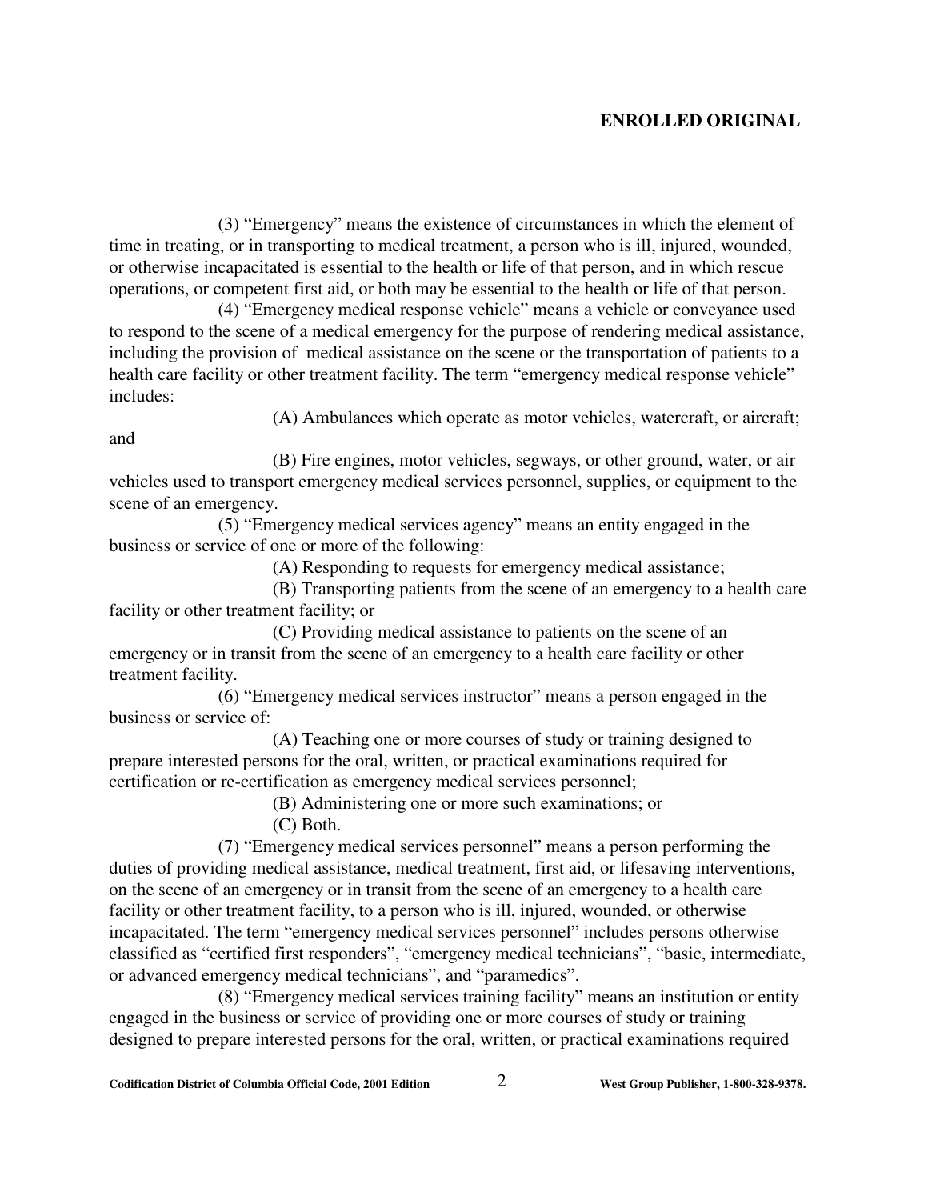(3) "Emergency" means the existence of circumstances in which the element of time in treating, or in transporting to medical treatment, a person who is ill, injured, wounded, or otherwise incapacitated is essential to the health or life of that person, and in which rescue operations, or competent first aid, or both may be essential to the health or life of that person.

(4) "Emergency medical response vehicle" means a vehicle or conveyance used to respond to the scene of a medical emergency for the purpose of rendering medical assistance, including the provision of medical assistance on the scene or the transportation of patients to a health care facility or other treatment facility. The term "emergency medical response vehicle" includes:

(A) Ambulances which operate as motor vehicles, watercraft, or aircraft; and

(B) Fire engines, motor vehicles, segways, or other ground, water, or air vehicles used to transport emergency medical services personnel, supplies, or equipment to the scene of an emergency.

(5) "Emergency medical services agency" means an entity engaged in the business or service of one or more of the following:

(A) Responding to requests for emergency medical assistance;

(B) Transporting patients from the scene of an emergency to a health care facility or other treatment facility; or

(C) Providing medical assistance to patients on the scene of an emergency or in transit from the scene of an emergency to a health care facility or other treatment facility.

(6) "Emergency medical services instructor" means a person engaged in the business or service of:

(A) Teaching one or more courses of study or training designed to prepare interested persons for the oral, written, or practical examinations required for certification or re-certification as emergency medical services personnel;

(B) Administering one or more such examinations; or

(C) Both.

(7) "Emergency medical services personnel" means a person performing the duties of providing medical assistance, medical treatment, first aid, or lifesaving interventions, on the scene of an emergency or in transit from the scene of an emergency to a health care facility or other treatment facility, to a person who is ill, injured, wounded, or otherwise incapacitated. The term "emergency medical services personnel" includes persons otherwise classified as "certified first responders", "emergency medical technicians", "basic, intermediate, or advanced emergency medical technicians", and "paramedics".

(8) "Emergency medical services training facility" means an institution or entity engaged in the business or service of providing one or more courses of study or training designed to prepare interested persons for the oral, written, or practical examinations required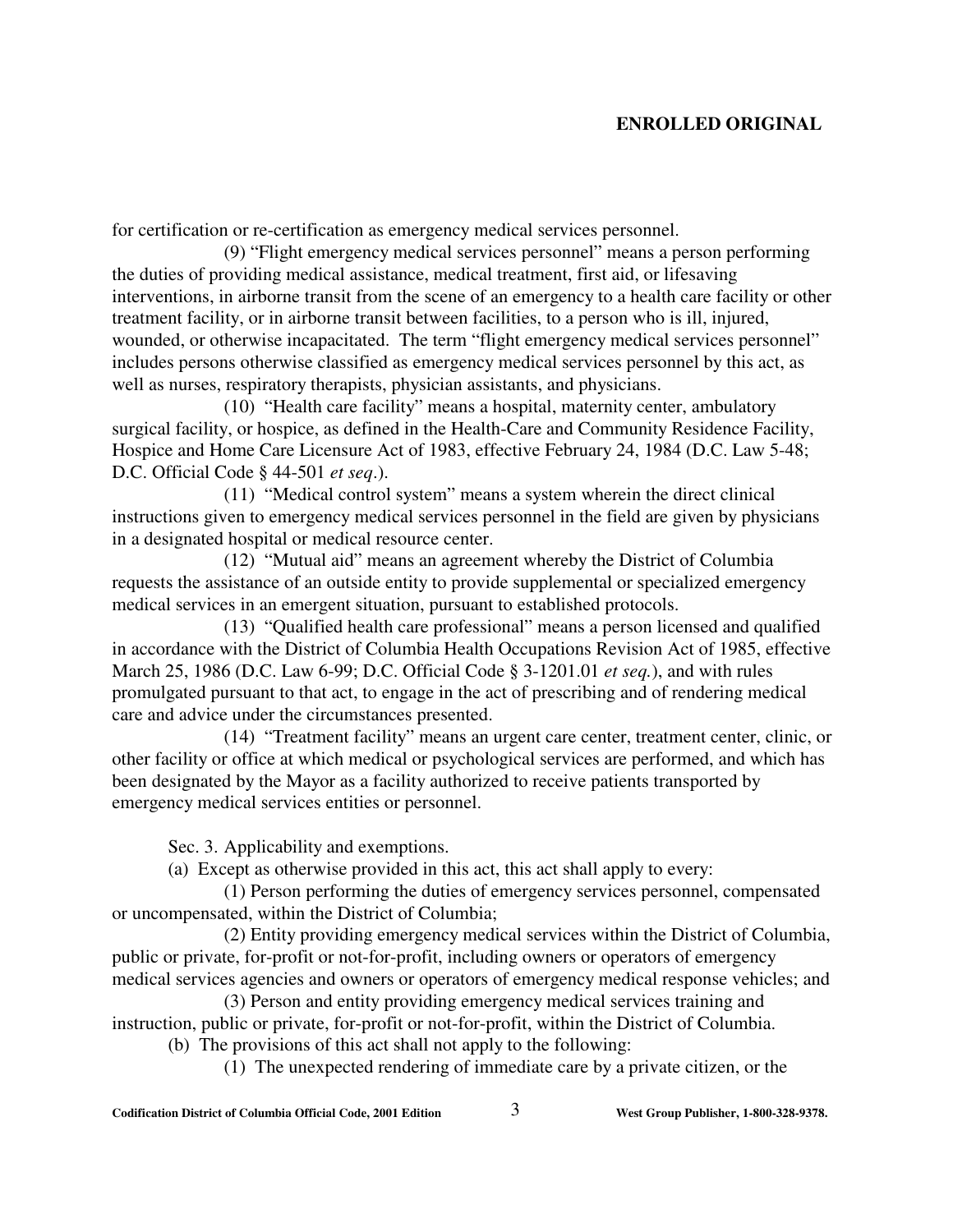for certification or re-certification as emergency medical services personnel.

(9) "Flight emergency medical services personnel" means a person performing the duties of providing medical assistance, medical treatment, first aid, or lifesaving interventions, in airborne transit from the scene of an emergency to a health care facility or other treatment facility, or in airborne transit between facilities, to a person who is ill, injured, wounded, or otherwise incapacitated. The term "flight emergency medical services personnel" includes persons otherwise classified as emergency medical services personnel by this act, as well as nurses, respiratory therapists, physician assistants, and physicians.

(10) "Health care facility" means a hospital, maternity center, ambulatory surgical facility, or hospice, as defined in the Health-Care and Community Residence Facility, Hospice and Home Care Licensure Act of 1983, effective February 24, 1984 (D.C. Law 5-48; D.C. Official Code § 44-501 *et seq*.).

(11) "Medical control system" means a system wherein the direct clinical instructions given to emergency medical services personnel in the field are given by physicians in a designated hospital or medical resource center.

(12) "Mutual aid" means an agreement whereby the District of Columbia requests the assistance of an outside entity to provide supplemental or specialized emergency medical services in an emergent situation, pursuant to established protocols.

(13) "Qualified health care professional" means a person licensed and qualified in accordance with the District of Columbia Health Occupations Revision Act of 1985, effective March 25, 1986 (D.C. Law 6-99; D.C. Official Code § 3-1201.01 *et seq.*), and with rules promulgated pursuant to that act, to engage in the act of prescribing and of rendering medical care and advice under the circumstances presented.

(14) "Treatment facility" means an urgent care center, treatment center, clinic, or other facility or office at which medical or psychological services are performed, and which has been designated by the Mayor as a facility authorized to receive patients transported by emergency medical services entities or personnel.

Sec. 3. Applicability and exemptions.

(a) Except as otherwise provided in this act, this act shall apply to every:

(1) Person performing the duties of emergency services personnel, compensated or uncompensated, within the District of Columbia;

(2) Entity providing emergency medical services within the District of Columbia, public or private, for-profit or not-for-profit, including owners or operators of emergency medical services agencies and owners or operators of emergency medical response vehicles; and

(3) Person and entity providing emergency medical services training and instruction, public or private, for-profit or not-for-profit, within the District of Columbia.

(b) The provisions of this act shall not apply to the following:

(1) The unexpected rendering of immediate care by a private citizen, or the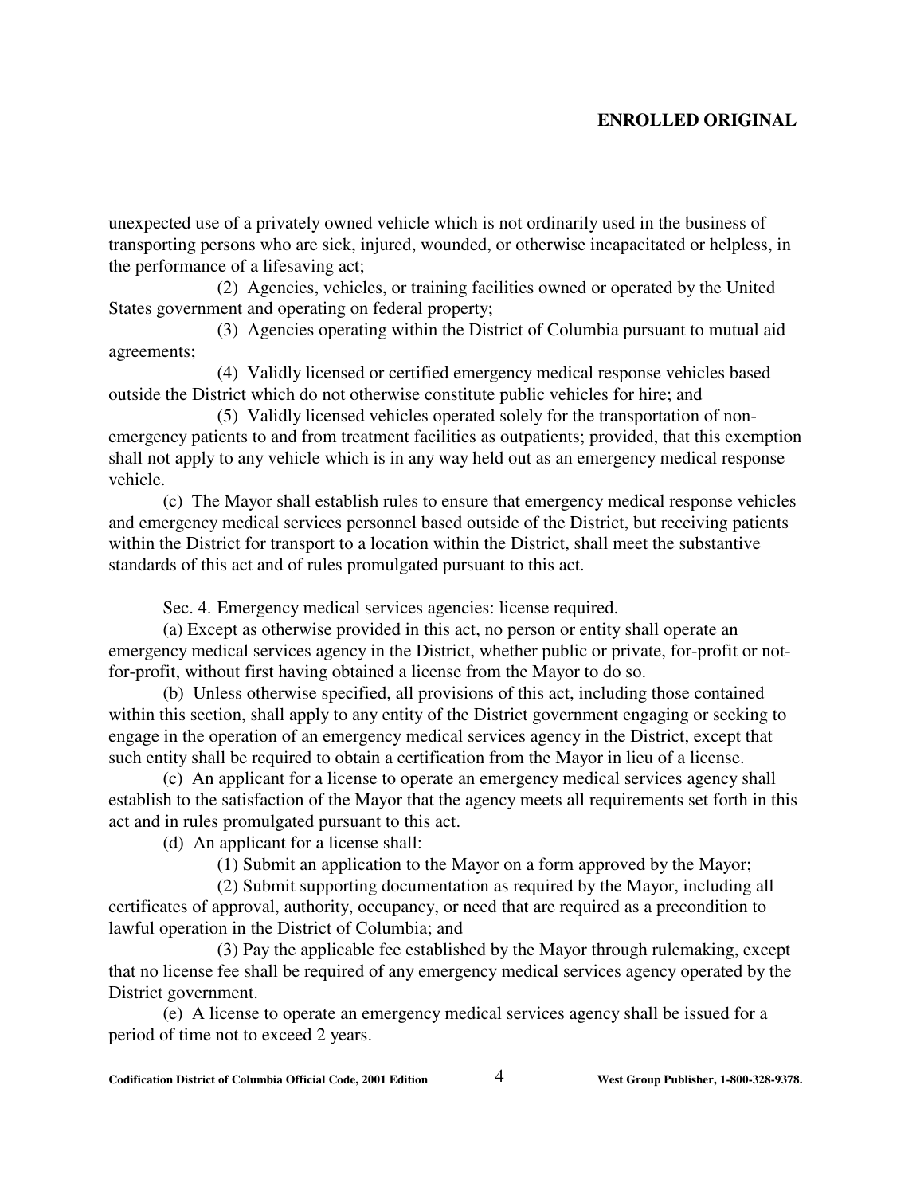unexpected use of a privately owned vehicle which is not ordinarily used in the business of transporting persons who are sick, injured, wounded, or otherwise incapacitated or helpless, in the performance of a lifesaving act;

(2) Agencies, vehicles, or training facilities owned or operated by the United States government and operating on federal property;

(3) Agencies operating within the District of Columbia pursuant to mutual aid agreements;

(4) Validly licensed or certified emergency medical response vehicles based outside the District which do not otherwise constitute public vehicles for hire; and

(5) Validly licensed vehicles operated solely for the transportation of non-emergency patients to and from treatment facilities as outpatients; provided, that this exemption shall not apply to any vehicle which is in any way held out as an emergency medical response vehicle.

(c) The Mayor shall establish rules to ensure that emergency medical response vehicles and emergency medical services personnel based outside of the District, but receiving patients within the District for transport to a location within the District, shall meet the substantive standards of this act and of rules promulgated pursuant to this act.

Sec. 4. Emergency medical services agencies: license required.

(a) Except as otherwise provided in this act, no person or entity shall operate an emergency medical services agency in the District, whether public or private, for-profit or not-for-profit, without first having obtained a license from the Mayor to do so.

(b) Unless otherwise specified, all provisions of this act, including those contained within this section, shall apply to any entity of the District government engaging or seeking to engage in the operation of an emergency medical services agency in the District, except that such entity shall be required to obtain a certification from the Mayor in lieu of a license.

(c) An applicant for a license to operate an emergency medical services agency shall establish to the satisfaction of the Mayor that the agency meets all requirements set forth in this act and in rules promulgated pursuant to this act.

(d) An applicant for a license shall:

(1) Submit an application to the Mayor on a form approved by the Mayor;

(2) Submit supporting documentation as required by the Mayor, including all certificates of approval, authority, occupancy, or need that are required as a precondition to lawful operation in the District of Columbia; and

(3) Pay the applicable fee established by the Mayor through rulemaking, except that no license fee shall be required of any emergency medical services agency operated by the District government.

(e) A license to operate an emergency medical services agency shall be issued for a period of time not to exceed 2 years.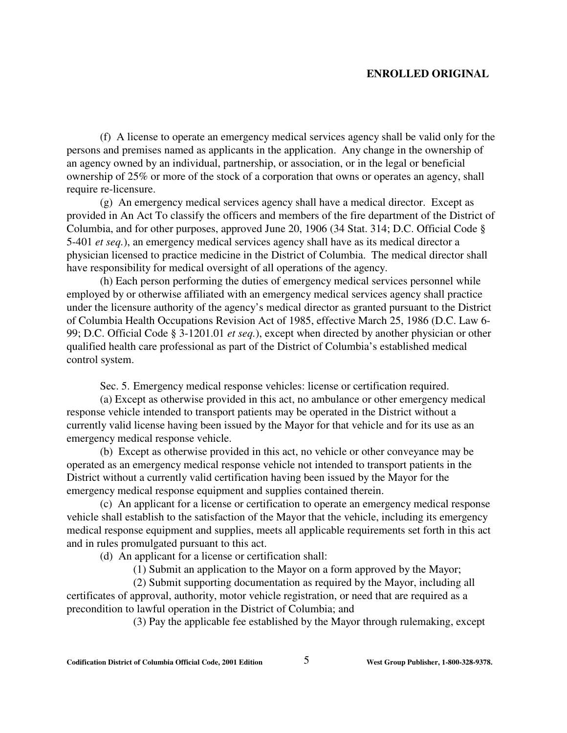(f) A license to operate an emergency medical services agency shall be valid only for the persons and premises named as applicants in the application. Any change in the ownership of an agency owned by an individual, partnership, or association, or in the legal or beneficial ownership of 25% or more of the stock of a corporation that owns or operates an agency, shall require re-licensure.

(g) An emergency medical services agency shall have a medical director. Except as provided in An Act To classify the officers and members of the fire department of the District of Columbia, and for other purposes, approved June 20, 1906 (34 Stat. 314; D.C. Official Code § 5-401 *et seq.*), an emergency medical services agency shall have as its medical director a physician licensed to practice medicine in the District of Columbia. The medical director shall have responsibility for medical oversight of all operations of the agency.

(h) Each person performing the duties of emergency medical services personnel while employed by or otherwise affiliated with an emergency medical services agency shall practice under the licensure authority of the agency's medical director as granted pursuant to the District of Columbia Health Occupations Revision Act of 1985, effective March 25, 1986 (D.C. Law 6-99; D.C. Official Code § 3-1201.01 *et seq.*), except when directed by another physician or other qualified health care professional as part of the District of Columbia's established medical control system.

Sec. 5. Emergency medical response vehicles: license or certification required.

(a) Except as otherwise provided in this act, no ambulance or other emergency medical response vehicle intended to transport patients may be operated in the District without a currently valid license having been issued by the Mayor for that vehicle and for its use as an emergency medical response vehicle.

(b) Except as otherwise provided in this act, no vehicle or other conveyance may be operated as an emergency medical response vehicle not intended to transport patients in the District without a currently valid certification having been issued by the Mayor for the emergency medical response equipment and supplies contained therein.

(c) An applicant for a license or certification to operate an emergency medical response vehicle shall establish to the satisfaction of the Mayor that the vehicle, including its emergency medical response equipment and supplies, meets all applicable requirements set forth in this act and in rules promulgated pursuant to this act.

(d) An applicant for a license or certification shall:

(1) Submit an application to the Mayor on a form approved by the Mayor;

(2) Submit supporting documentation as required by the Mayor, including all certificates of approval, authority, motor vehicle registration, or need that are required as a precondition to lawful operation in the District of Columbia; and

(3) Pay the applicable fee established by the Mayor through rulemaking, except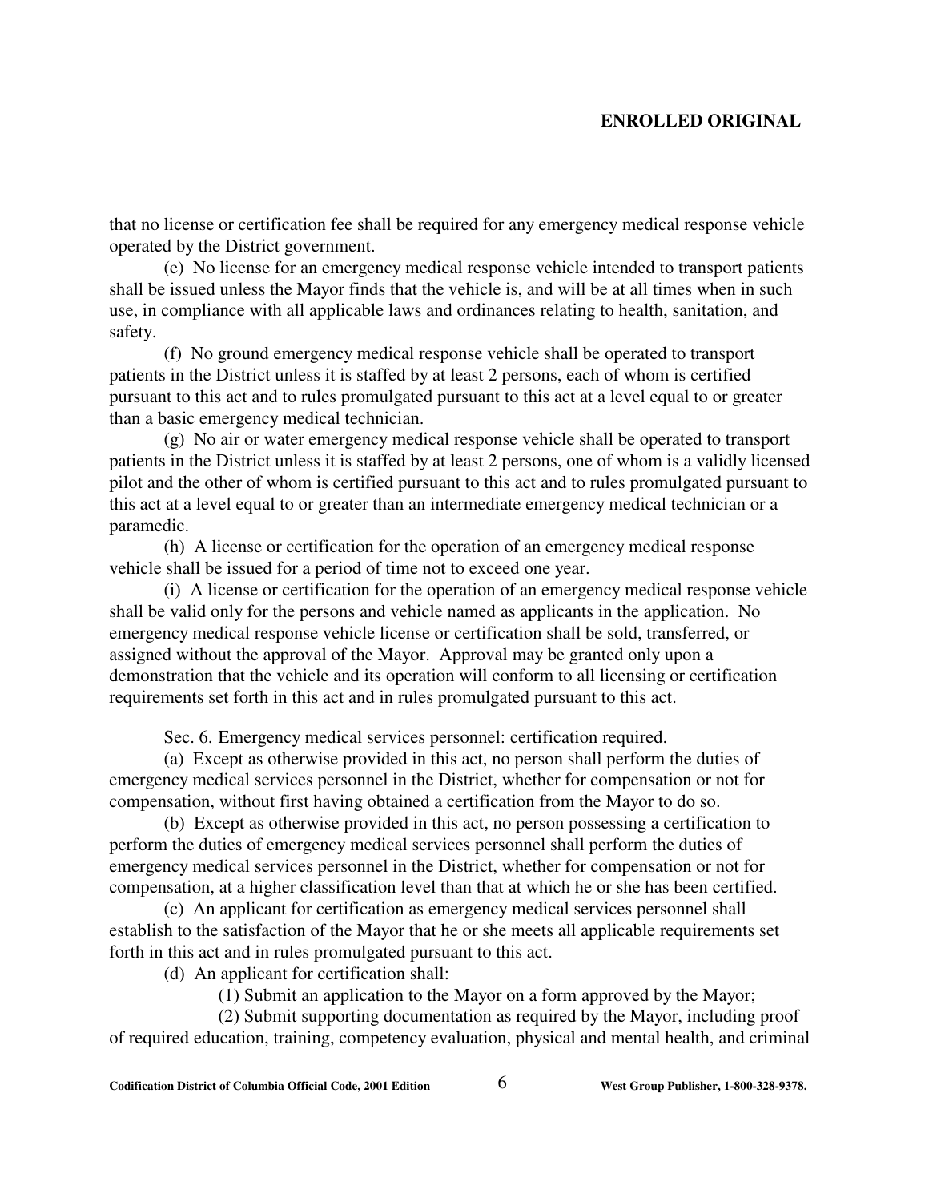that no license or certification fee shall be required for any emergency medical response vehicle operated by the District government.

(e) No license for an emergency medical response vehicle intended to transport patients shall be issued unless the Mayor finds that the vehicle is, and will be at all times when in such use, in compliance with all applicable laws and ordinances relating to health, sanitation, and safety.

(f) No ground emergency medical response vehicle shall be operated to transport patients in the District unless it is staffed by at least 2 persons, each of whom is certified pursuant to this act and to rules promulgated pursuant to this act at a level equal to or greater than a basic emergency medical technician.

(g) No air or water emergency medical response vehicle shall be operated to transport patients in the District unless it is staffed by at least 2 persons, one of whom is a validly licensed pilot and the other of whom is certified pursuant to this act and to rules promulgated pursuant to this act at a level equal to or greater than an intermediate emergency medical technician or a paramedic.

(h) A license or certification for the operation of an emergency medical response vehicle shall be issued for a period of time not to exceed one year.

(i) A license or certification for the operation of an emergency medical response vehicle shall be valid only for the persons and vehicle named as applicants in the application. No emergency medical response vehicle license or certification shall be sold, transferred, or assigned without the approval of the Mayor. Approval may be granted only upon a demonstration that the vehicle and its operation will conform to all licensing or certification requirements set forth in this act and in rules promulgated pursuant to this act.

Sec. 6. Emergency medical services personnel: certification required.

(a) Except as otherwise provided in this act, no person shall perform the duties of emergency medical services personnel in the District, whether for compensation or not for compensation, without first having obtained a certification from the Mayor to do so.

(b) Except as otherwise provided in this act, no person possessing a certification to perform the duties of emergency medical services personnel shall perform the duties of emergency medical services personnel in the District, whether for compensation or not for compensation, at a higher classification level than that at which he or she has been certified.

(c) An applicant for certification as emergency medical services personnel shall establish to the satisfaction of the Mayor that he or she meets all applicable requirements set forth in this act and in rules promulgated pursuant to this act.

(d) An applicant for certification shall:

(1) Submit an application to the Mayor on a form approved by the Mayor;

(2) Submit supporting documentation as required by the Mayor, including proof of required education, training, competency evaluation, physical and mental health, and criminal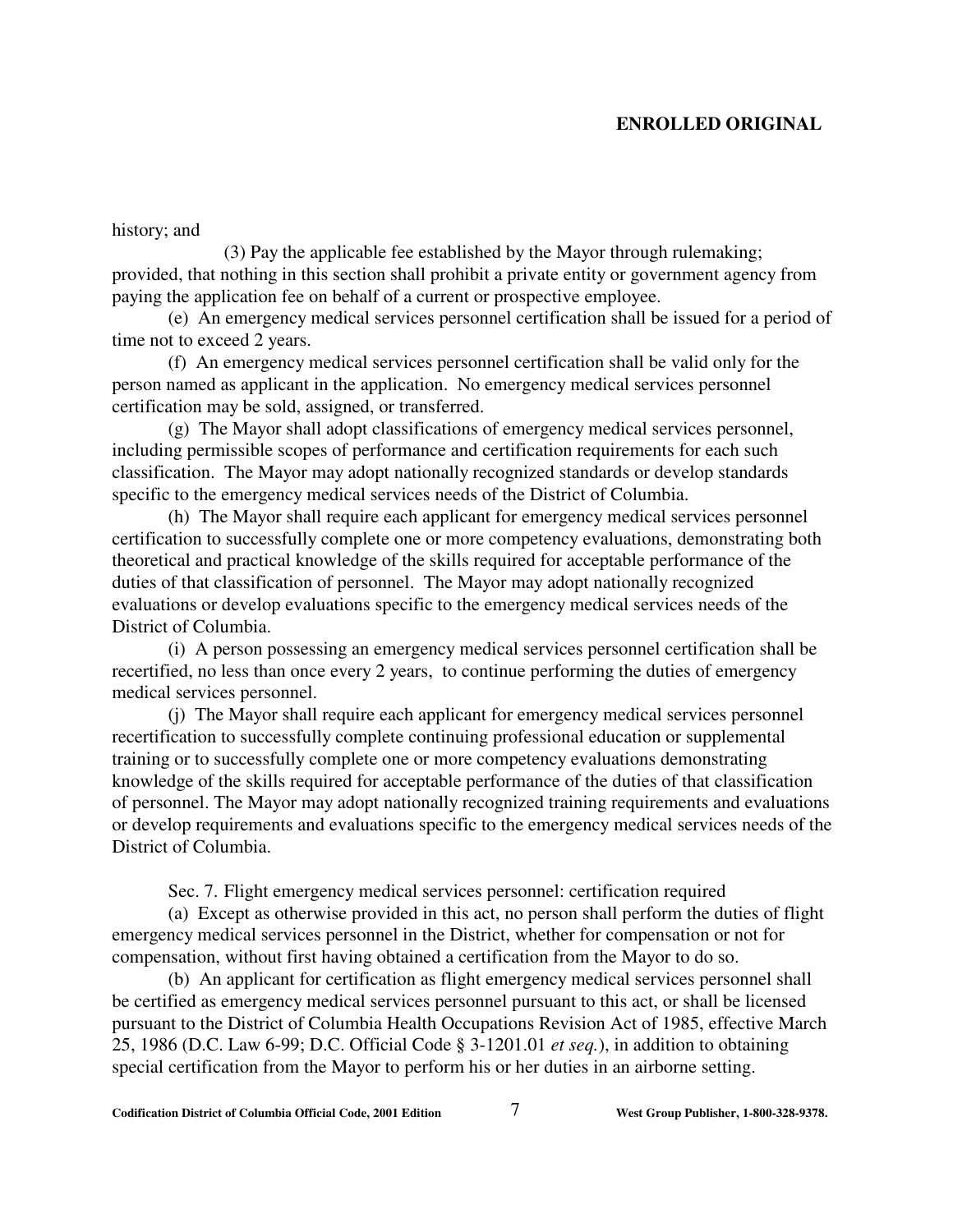history; and

(3) Pay the applicable fee established by the Mayor through rulemaking; provided, that nothing in this section shall prohibit a private entity or government agency from paying the application fee on behalf of a current or prospective employee.

(e) An emergency medical services personnel certification shall be issued for a period of time not to exceed 2 years.

(f) An emergency medical services personnel certification shall be valid only for the person named as applicant in the application. No emergency medical services personnel certification may be sold, assigned, or transferred.

(g) The Mayor shall adopt classifications of emergency medical services personnel, including permissible scopes of performance and certification requirements for each such classification. The Mayor may adopt nationally recognized standards or develop standards specific to the emergency medical services needs of the District of Columbia.

(h) The Mayor shall require each applicant for emergency medical services personnel certification to successfully complete one or more competency evaluations, demonstrating both theoretical and practical knowledge of the skills required for acceptable performance of the duties of that classification of personnel. The Mayor may adopt nationally recognized evaluations or develop evaluations specific to the emergency medical services needs of the District of Columbia.

(i) A person possessing an emergency medical services personnel certification shall be recertified, no less than once every 2 years, to continue performing the duties of emergency medical services personnel.

(j) The Mayor shall require each applicant for emergency medical services personnel recertification to successfully complete continuing professional education or supplemental training or to successfully complete one or more competency evaluations demonstrating knowledge of the skills required for acceptable performance of the duties of that classification of personnel. The Mayor may adopt nationally recognized training requirements and evaluations or develop requirements and evaluations specific to the emergency medical services needs of the District of Columbia.

Sec. 7. Flight emergency medical services personnel: certification required

(a) Except as otherwise provided in this act, no person shall perform the duties of flight emergency medical services personnel in the District, whether for compensation or not for compensation, without first having obtained a certification from the Mayor to do so.

(b) An applicant for certification as flight emergency medical services personnel shall be certified as emergency medical services personnel pursuant to this act, or shall be licensed pursuant to the District of Columbia Health Occupations Revision Act of 1985, effective March 25, 1986 (D.C. Law 6-99; D.C. Official Code § 3-1201.01 *et seq.*), in addition to obtaining special certification from the Mayor to perform his or her duties in an airborne setting.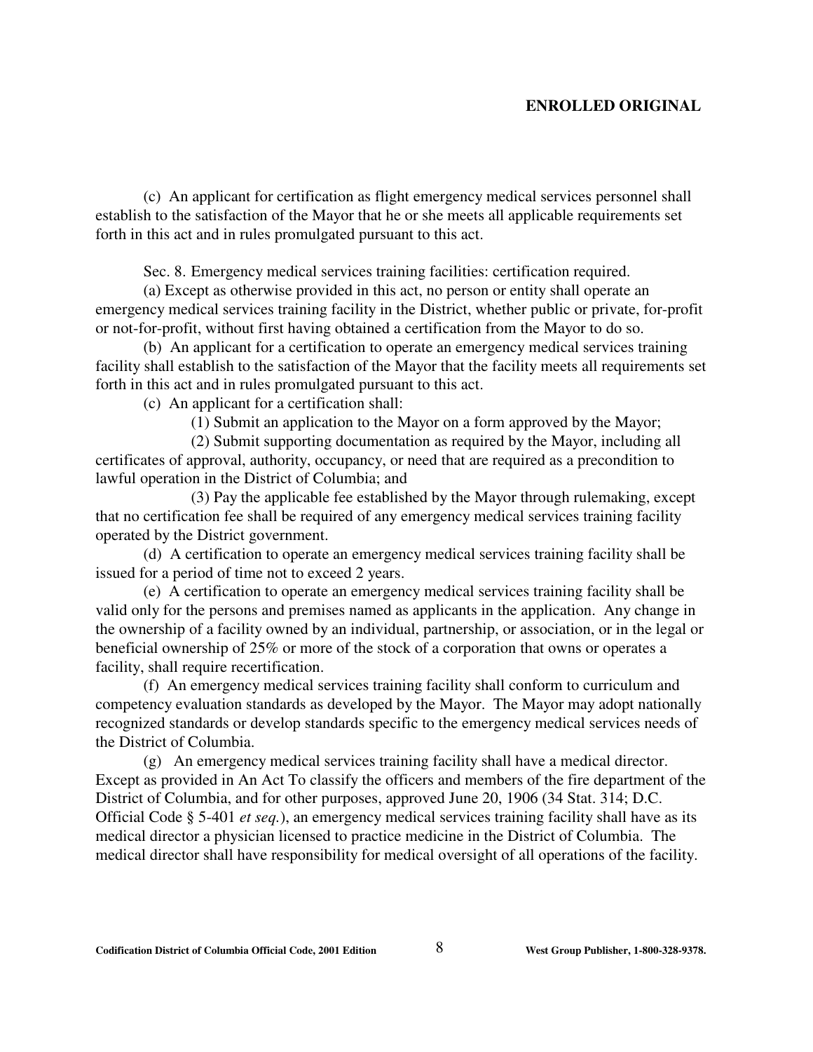(c) An applicant for certification as flight emergency medical services personnel shall establish to the satisfaction of the Mayor that he or she meets all applicable requirements set forth in this act and in rules promulgated pursuant to this act.

Sec. 8. Emergency medical services training facilities: certification required.

(a) Except as otherwise provided in this act, no person or entity shall operate an emergency medical services training facility in the District, whether public or private, for-profit or not-for-profit, without first having obtained a certification from the Mayor to do so.

(b) An applicant for a certification to operate an emergency medical services training facility shall establish to the satisfaction of the Mayor that the facility meets all requirements set forth in this act and in rules promulgated pursuant to this act.

(c) An applicant for a certification shall:

(1) Submit an application to the Mayor on a form approved by the Mayor;

(2) Submit supporting documentation as required by the Mayor, including all certificates of approval, authority, occupancy, or need that are required as a precondition to lawful operation in the District of Columbia; and

(3) Pay the applicable fee established by the Mayor through rulemaking, except that no certification fee shall be required of any emergency medical services training facility operated by the District government.

(d) A certification to operate an emergency medical services training facility shall be issued for a period of time not to exceed 2 years.

(e) A certification to operate an emergency medical services training facility shall be valid only for the persons and premises named as applicants in the application. Any change in the ownership of a facility owned by an individual, partnership, or association, or in the legal or beneficial ownership of 25% or more of the stock of a corporation that owns or operates a facility, shall require recertification.

(f) An emergency medical services training facility shall conform to curriculum and competency evaluation standards as developed by the Mayor. The Mayor may adopt nationally recognized standards or develop standards specific to the emergency medical services needs of the District of Columbia.

(g) An emergency medical services training facility shall have a medical director. Except as provided in An Act To classify the officers and members of the fire department of the District of Columbia, and for other purposes, approved June 20, 1906 (34 Stat. 314; D.C. Official Code § 5-401 *et seq.*), an emergency medical services training facility shall have as its medical director a physician licensed to practice medicine in the District of Columbia. The medical director shall have responsibility for medical oversight of all operations of the facility.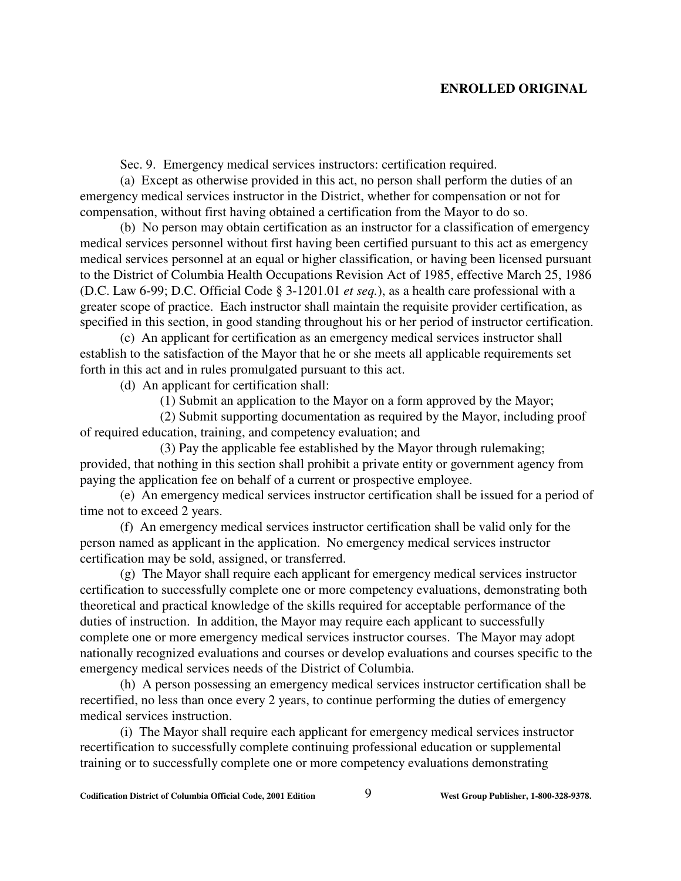Sec. 9. Emergency medical services instructors: certification required.

(a) Except as otherwise provided in this act, no person shall perform the duties of an emergency medical services instructor in the District, whether for compensation or not for compensation, without first having obtained a certification from the Mayor to do so.

(b) No person may obtain certification as an instructor for a classification of emergency medical services personnel without first having been certified pursuant to this act as emergency medical services personnel at an equal or higher classification, or having been licensed pursuant to the District of Columbia Health Occupations Revision Act of 1985, effective March 25, 1986 (D.C. Law 6-99; D.C. Official Code § 3-1201.01 *et seq.*), as a health care professional with a greater scope of practice. Each instructor shall maintain the requisite provider certification, as specified in this section, in good standing throughout his or her period of instructor certification.

(c) An applicant for certification as an emergency medical services instructor shall establish to the satisfaction of the Mayor that he or she meets all applicable requirements set forth in this act and in rules promulgated pursuant to this act.

(d) An applicant for certification shall:

(1) Submit an application to the Mayor on a form approved by the Mayor;

(2) Submit supporting documentation as required by the Mayor, including proof of required education, training, and competency evaluation; and

(3) Pay the applicable fee established by the Mayor through rulemaking; provided, that nothing in this section shall prohibit a private entity or government agency from paying the application fee on behalf of a current or prospective employee.

(e) An emergency medical services instructor certification shall be issued for a period of time not to exceed 2 years.

(f) An emergency medical services instructor certification shall be valid only for the person named as applicant in the application. No emergency medical services instructor certification may be sold, assigned, or transferred.

(g) The Mayor shall require each applicant for emergency medical services instructor certification to successfully complete one or more competency evaluations, demonstrating both theoretical and practical knowledge of the skills required for acceptable performance of the duties of instruction. In addition, the Mayor may require each applicant to successfully complete one or more emergency medical services instructor courses. The Mayor may adopt nationally recognized evaluations and courses or develop evaluations and courses specific to the emergency medical services needs of the District of Columbia.

(h) A person possessing an emergency medical services instructor certification shall be recertified, no less than once every 2 years, to continue performing the duties of emergency medical services instruction.

(i) The Mayor shall require each applicant for emergency medical services instructor recertification to successfully complete continuing professional education or supplemental training or to successfully complete one or more competency evaluations demonstrating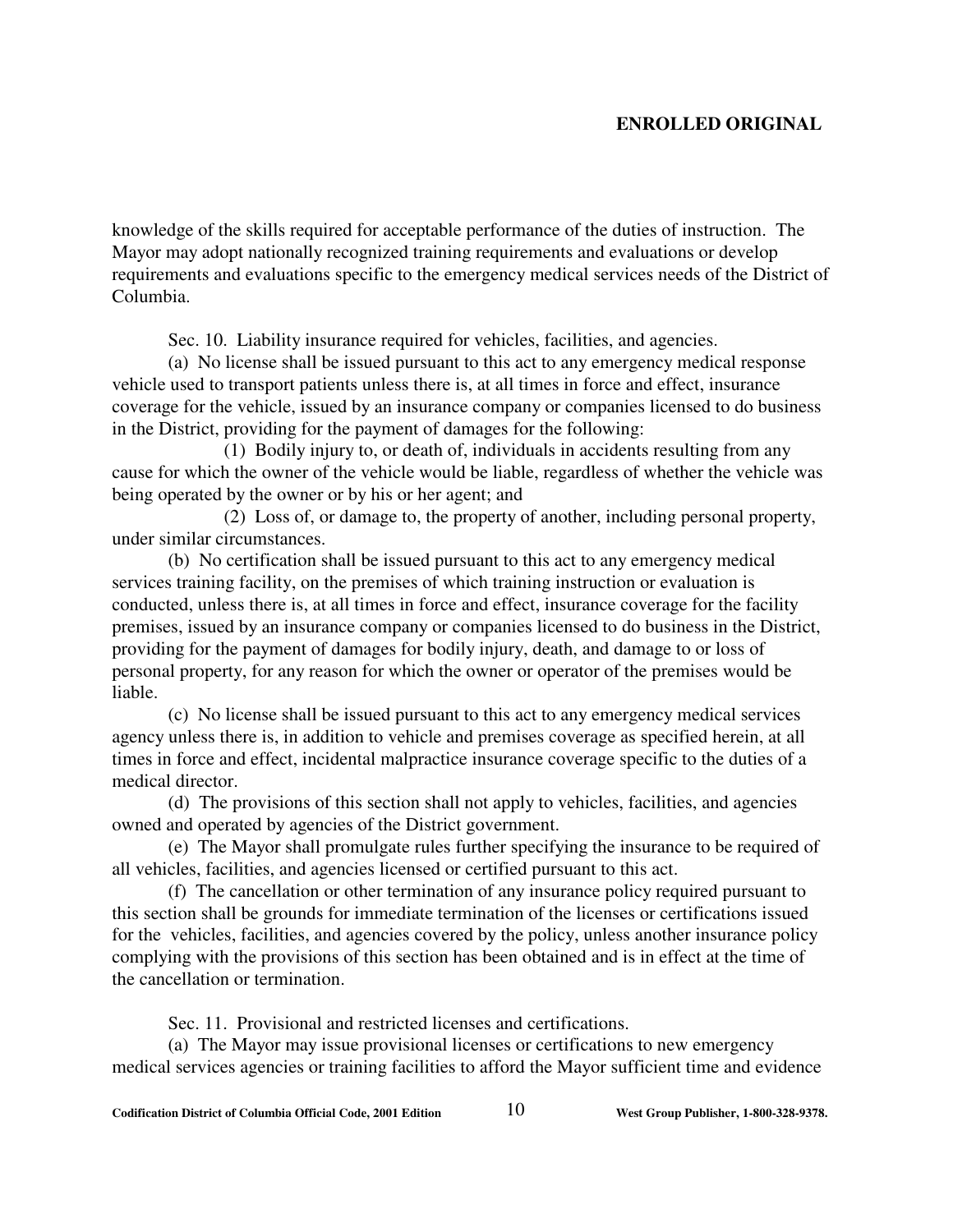knowledge of the skills required for acceptable performance of the duties of instruction. The Mayor may adopt nationally recognized training requirements and evaluations or develop requirements and evaluations specific to the emergency medical services needs of the District of Columbia.

Sec. 10. Liability insurance required for vehicles, facilities, and agencies.

(a) No license shall be issued pursuant to this act to any emergency medical response vehicle used to transport patients unless there is, at all times in force and effect, insurance coverage for the vehicle, issued by an insurance company or companies licensed to do business in the District, providing for the payment of damages for the following:

(1) Bodily injury to, or death of, individuals in accidents resulting from any cause for which the owner of the vehicle would be liable, regardless of whether the vehicle was being operated by the owner or by his or her agent; and

(2) Loss of, or damage to, the property of another, including personal property, under similar circumstances.

(b) No certification shall be issued pursuant to this act to any emergency medical services training facility, on the premises of which training instruction or evaluation is conducted, unless there is, at all times in force and effect, insurance coverage for the facility premises, issued by an insurance company or companies licensed to do business in the District, providing for the payment of damages for bodily injury, death, and damage to or loss of personal property, for any reason for which the owner or operator of the premises would be liable.

(c) No license shall be issued pursuant to this act to any emergency medical services agency unless there is, in addition to vehicle and premises coverage as specified herein, at all times in force and effect, incidental malpractice insurance coverage specific to the duties of a medical director.

(d) The provisions of this section shall not apply to vehicles, facilities, and agencies owned and operated by agencies of the District government.

(e) The Mayor shall promulgate rules further specifying the insurance to be required of all vehicles, facilities, and agencies licensed or certified pursuant to this act.

(f) The cancellation or other termination of any insurance policy required pursuant to this section shall be grounds for immediate termination of the licenses or certifications issued for the vehicles, facilities, and agencies covered by the policy, unless another insurance policy complying with the provisions of this section has been obtained and is in effect at the time of the cancellation or termination.

Sec. 11. Provisional and restricted licenses and certifications.

(a) The Mayor may issue provisional licenses or certifications to new emergency medical services agencies or training facilities to afford the Mayor sufficient time and evidence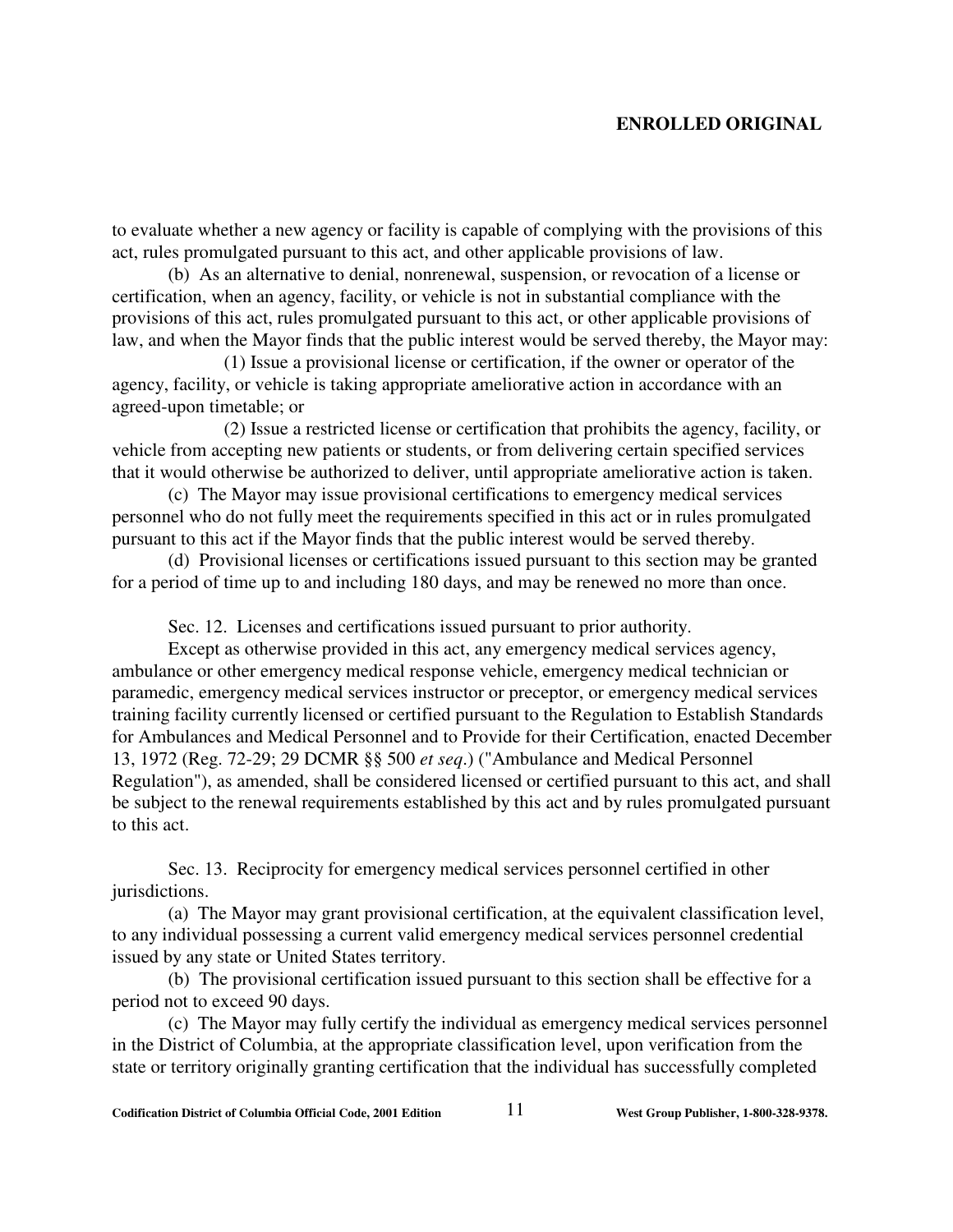to evaluate whether a new agency or facility is capable of complying with the provisions of this act, rules promulgated pursuant to this act, and other applicable provisions of law.

(b) As an alternative to denial, nonrenewal, suspension, or revocation of a license or certification, when an agency, facility, or vehicle is not in substantial compliance with the provisions of this act, rules promulgated pursuant to this act, or other applicable provisions of law, and when the Mayor finds that the public interest would be served thereby, the Mayor may:

(1) Issue a provisional license or certification, if the owner or operator of the agency, facility, or vehicle is taking appropriate ameliorative action in accordance with an agreed-upon timetable; or

(2) Issue a restricted license or certification that prohibits the agency, facility, or vehicle from accepting new patients or students, or from delivering certain specified services that it would otherwise be authorized to deliver, until appropriate ameliorative action is taken.

(c) The Mayor may issue provisional certifications to emergency medical services personnel who do not fully meet the requirements specified in this act or in rules promulgated pursuant to this act if the Mayor finds that the public interest would be served thereby.

(d) Provisional licenses or certifications issued pursuant to this section may be granted for a period of time up to and including 180 days, and may be renewed no more than once.

Sec. 12. Licenses and certifications issued pursuant to prior authority.

Except as otherwise provided in this act, any emergency medical services agency, ambulance or other emergency medical response vehicle, emergency medical technician or paramedic, emergency medical services instructor or preceptor, or emergency medical services training facility currently licensed or certified pursuant to the Regulation to Establish Standards for Ambulances and Medical Personnel and to Provide for their Certification, enacted December 13, 1972 (Reg. 72-29; 29 DCMR §§ 500 *et seq.*) ("Ambulance and Medical Personnel Regulation"), as amended, shall be considered licensed or certified pursuant to this act, and shall be subject to the renewal requirements established by this act and by rules promulgated pursuant to this act.

Sec. 13. Reciprocity for emergency medical services personnel certified in other jurisdictions.

(a) The Mayor may grant provisional certification, at the equivalent classification level, to any individual possessing a current valid emergency medical services personnel credential issued by any state or United States territory.

(b) The provisional certification issued pursuant to this section shall be effective for a period not to exceed 90 days.

(c) The Mayor may fully certify the individual as emergency medical services personnel in the District of Columbia, at the appropriate classification level, upon verification from the state or territory originally granting certification that the individual has successfully completed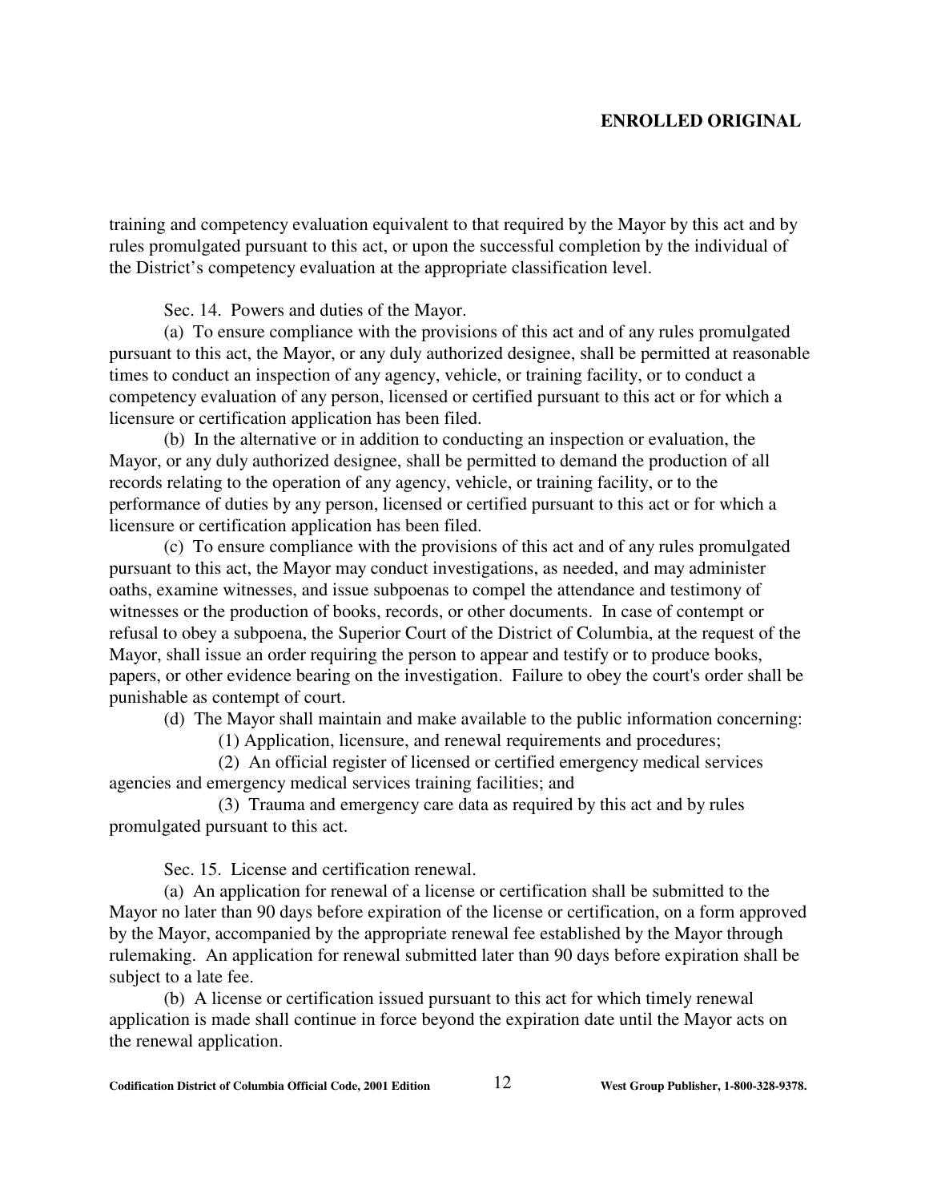training and competency evaluation equivalent to that required by the Mayor by this act and by rules promulgated pursuant to this act, or upon the successful completion by the individual of the District's competency evaluation at the appropriate classification level.

Sec. 14. Powers and duties of the Mayor.

(a) To ensure compliance with the provisions of this act and of any rules promulgated pursuant to this act, the Mayor, or any duly authorized designee, shall be permitted at reasonable times to conduct an inspection of any agency, vehicle, or training facility, or to conduct a competency evaluation of any person, licensed or certified pursuant to this act or for which a licensure or certification application has been filed.

(b) In the alternative or in addition to conducting an inspection or evaluation, the Mayor, or any duly authorized designee, shall be permitted to demand the production of all records relating to the operation of any agency, vehicle, or training facility, or to the performance of duties by any person, licensed or certified pursuant to this act or for which a licensure or certification application has been filed.

(c) To ensure compliance with the provisions of this act and of any rules promulgated pursuant to this act, the Mayor may conduct investigations, as needed, and may administer oaths, examine witnesses, and issue subpoenas to compel the attendance and testimony of witnesses or the production of books, records, or other documents. In case of contempt or refusal to obey a subpoena, the Superior Court of the District of Columbia, at the request of the Mayor, shall issue an order requiring the person to appear and testify or to produce books, papers, or other evidence bearing on the investigation. Failure to obey the court's order shall be punishable as contempt of court.

(d) The Mayor shall maintain and make available to the public information concerning:

(1) Application, licensure, and renewal requirements and procedures;

(2) An official register of licensed or certified emergency medical services agencies and emergency medical services training facilities; and

(3) Trauma and emergency care data as required by this act and by rules promulgated pursuant to this act.

Sec. 15. License and certification renewal.

(a) An application for renewal of a license or certification shall be submitted to the Mayor no later than 90 days before expiration of the license or certification, on a form approved by the Mayor, accompanied by the appropriate renewal fee established by the Mayor through rulemaking. An application for renewal submitted later than 90 days before expiration shall be subject to a late fee.

(b) A license or certification issued pursuant to this act for which timely renewal application is made shall continue in force beyond the expiration date until the Mayor acts on the renewal application.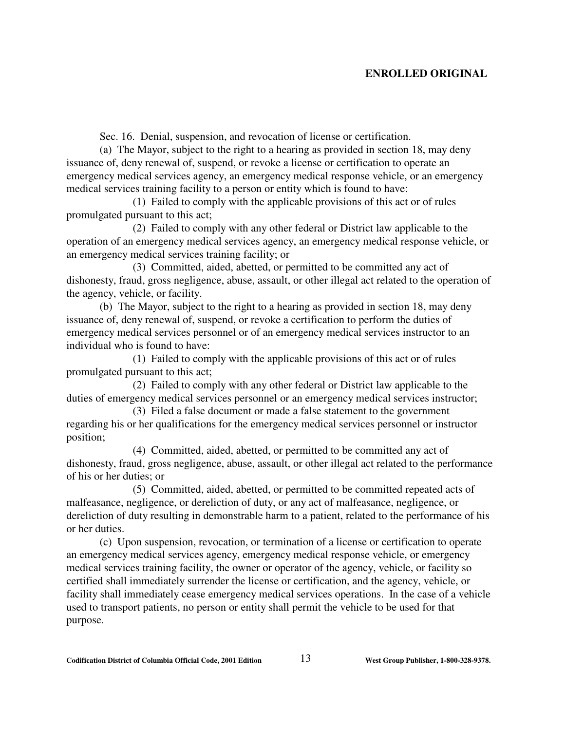Sec. 16. Denial, suspension, and revocation of license or certification.

(a) The Mayor, subject to the right to a hearing as provided in section 18, may deny issuance of, deny renewal of, suspend, or revoke a license or certification to operate an emergency medical services agency, an emergency medical response vehicle, or an emergency medical services training facility to a person or entity which is found to have:

(1) Failed to comply with the applicable provisions of this act or of rules promulgated pursuant to this act;

(2) Failed to comply with any other federal or District law applicable to the operation of an emergency medical services agency, an emergency medical response vehicle, or an emergency medical services training facility; or

(3) Committed, aided, abetted, or permitted to be committed any act of dishonesty, fraud, gross negligence, abuse, assault, or other illegal act related to the operation of the agency, vehicle, or facility.

(b) The Mayor, subject to the right to a hearing as provided in section 18, may deny issuance of, deny renewal of, suspend, or revoke a certification to perform the duties of emergency medical services personnel or of an emergency medical services instructor to an individual who is found to have:

(1) Failed to comply with the applicable provisions of this act or of rules promulgated pursuant to this act;

(2) Failed to comply with any other federal or District law applicable to the duties of emergency medical services personnel or an emergency medical services instructor;

(3) Filed a false document or made a false statement to the government regarding his or her qualifications for the emergency medical services personnel or instructor position;

(4) Committed, aided, abetted, or permitted to be committed any act of dishonesty, fraud, gross negligence, abuse, assault, or other illegal act related to the performance of his or her duties; or

(5) Committed, aided, abetted, or permitted to be committed repeated acts of malfeasance, negligence, or dereliction of duty, or any act of malfeasance, negligence, or dereliction of duty resulting in demonstrable harm to a patient, related to the performance of his or her duties.

(c) Upon suspension, revocation, or termination of a license or certification to operate an emergency medical services agency, emergency medical response vehicle, or emergency medical services training facility, the owner or operator of the agency, vehicle, or facility so certified shall immediately surrender the license or certification, and the agency, vehicle, or facility shall immediately cease emergency medical services operations. In the case of a vehicle used to transport patients, no person or entity shall permit the vehicle to be used for that purpose.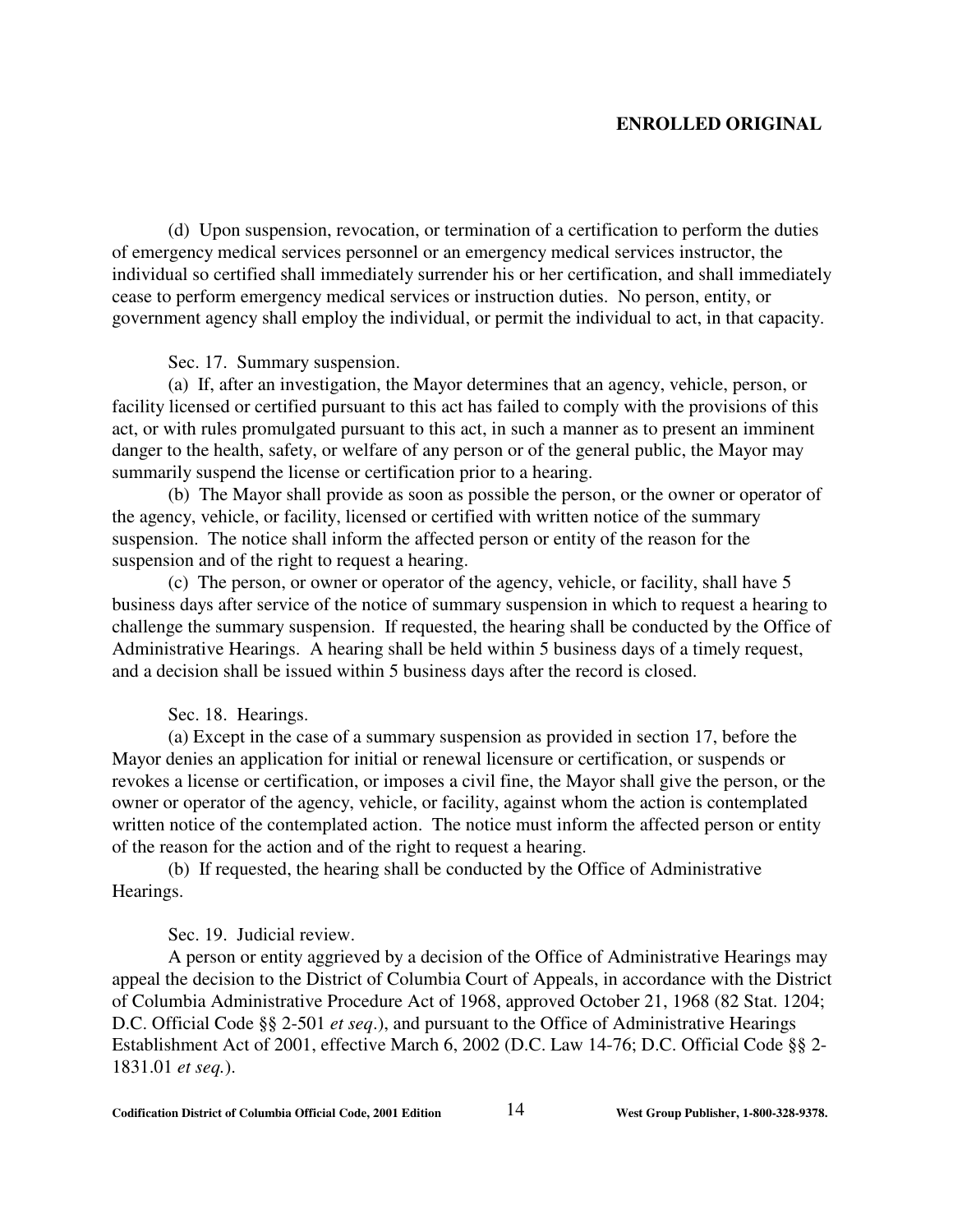(d) Upon suspension, revocation, or termination of a certification to perform the duties of emergency medical services personnel or an emergency medical services instructor, the individual so certified shall immediately surrender his or her certification, and shall immediately cease to perform emergency medical services or instruction duties. No person, entity, or government agency shall employ the individual, or permit the individual to act, in that capacity.

Sec. 17. Summary suspension.

(a) If, after an investigation, the Mayor determines that an agency, vehicle, person, or facility licensed or certified pursuant to this act has failed to comply with the provisions of this act, or with rules promulgated pursuant to this act, in such a manner as to present an imminent danger to the health, safety, or welfare of any person or of the general public, the Mayor may summarily suspend the license or certification prior to a hearing.

(b) The Mayor shall provide as soon as possible the person, or the owner or operator of the agency, vehicle, or facility, licensed or certified with written notice of the summary suspension. The notice shall inform the affected person or entity of the reason for the suspension and of the right to request a hearing.

(c) The person, or owner or operator of the agency, vehicle, or facility, shall have 5 business days after service of the notice of summary suspension in which to request a hearing to challenge the summary suspension. If requested, the hearing shall be conducted by the Office of Administrative Hearings. A hearing shall be held within 5 business days of a timely request, and a decision shall be issued within 5 business days after the record is closed.

Sec. 18. Hearings.

(a) Except in the case of a summary suspension as provided in section 17, before the Mayor denies an application for initial or renewal licensure or certification, or suspends or revokes a license or certification, or imposes a civil fine, the Mayor shall give the person, or the owner or operator of the agency, vehicle, or facility, against whom the action is contemplated written notice of the contemplated action. The notice must inform the affected person or entity of the reason for the action and of the right to request a hearing.

(b) If requested, the hearing shall be conducted by the Office of Administrative Hearings.

Sec. 19. Judicial review.

A person or entity aggrieved by a decision of the Office of Administrative Hearings may appeal the decision to the District of Columbia Court of Appeals, in accordance with the District of Columbia Administrative Procedure Act of 1968, approved October 21, 1968 (82 Stat. 1204; D.C. Official Code §§ 2-501 *et seq*.), and pursuant to the Office of Administrative Hearings Establishment Act of 2001, effective March 6, 2002 (D.C. Law 14-76; D.C. Official Code §§ 2-1831.01 *et seq.*).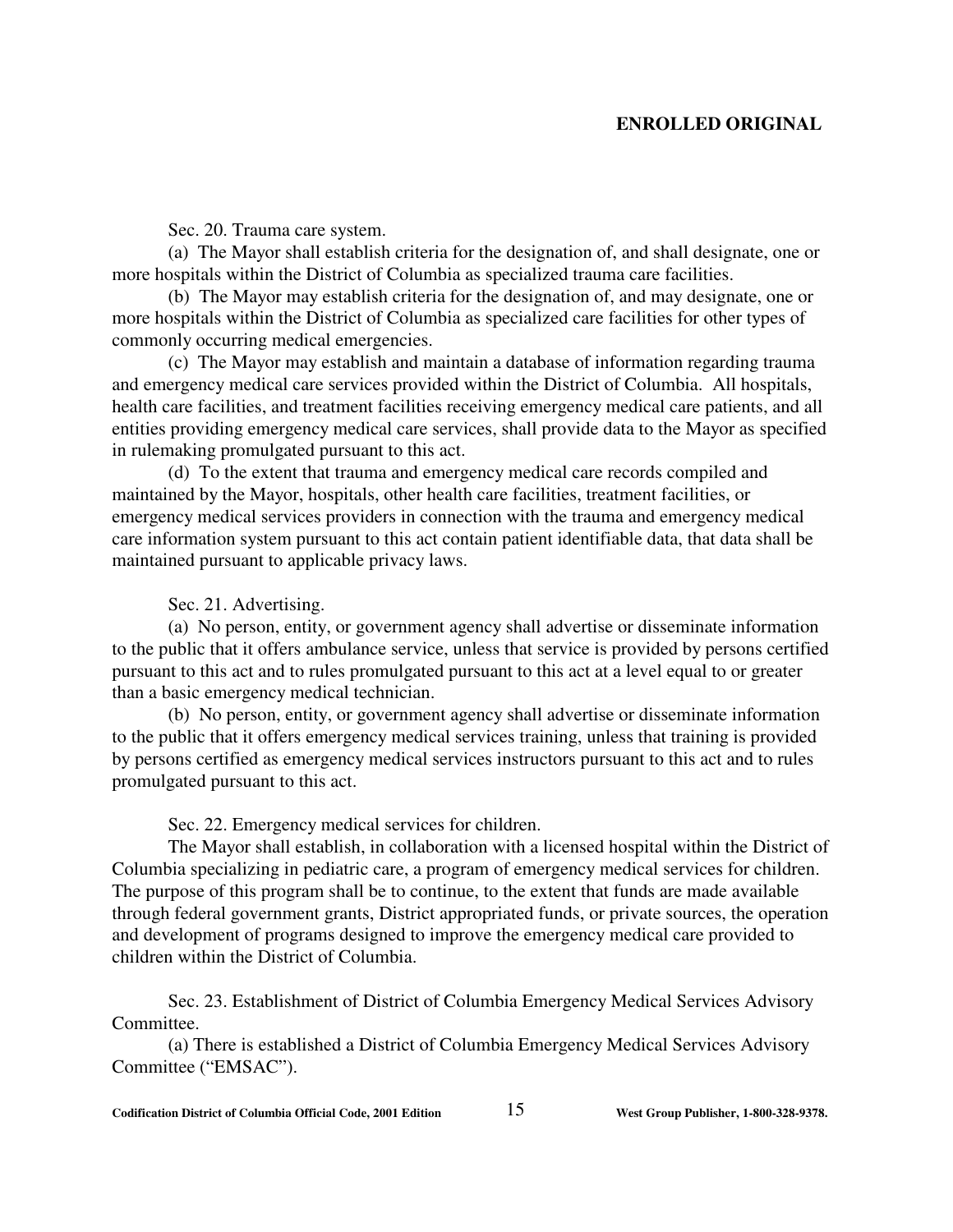Sec. 20. Trauma care system.

(a) The Mayor shall establish criteria for the designation of, and shall designate, one or more hospitals within the District of Columbia as specialized trauma care facilities.

(b) The Mayor may establish criteria for the designation of, and may designate, one or more hospitals within the District of Columbia as specialized care facilities for other types of commonly occurring medical emergencies.

(c) The Mayor may establish and maintain a database of information regarding trauma and emergency medical care services provided within the District of Columbia. All hospitals, health care facilities, and treatment facilities receiving emergency medical care patients, and all entities providing emergency medical care services, shall provide data to the Mayor as specified in rulemaking promulgated pursuant to this act.

(d) To the extent that trauma and emergency medical care records compiled and maintained by the Mayor, hospitals, other health care facilities, treatment facilities, or emergency medical services providers in connection with the trauma and emergency medical care information system pursuant to this act contain patient identifiable data, that data shall be maintained pursuant to applicable privacy laws.

Sec. 21. Advertising.

(a) No person, entity, or government agency shall advertise or disseminate information to the public that it offers ambulance service, unless that service is provided by persons certified pursuant to this act and to rules promulgated pursuant to this act at a level equal to or greater than a basic emergency medical technician.

(b) No person, entity, or government agency shall advertise or disseminate information to the public that it offers emergency medical services training, unless that training is provided by persons certified as emergency medical services instructors pursuant to this act and to rules promulgated pursuant to this act.

Sec. 22. Emergency medical services for children.

The Mayor shall establish, in collaboration with a licensed hospital within the District of Columbia specializing in pediatric care, a program of emergency medical services for children. The purpose of this program shall be to continue, to the extent that funds are made available through federal government grants, District appropriated funds, or private sources, the operation and development of programs designed to improve the emergency medical care provided to children within the District of Columbia.

Sec. 23. Establishment of District of Columbia Emergency Medical Services Advisory Committee.

(a) There is established a District of Columbia Emergency Medical Services Advisory Committee ("EMSAC").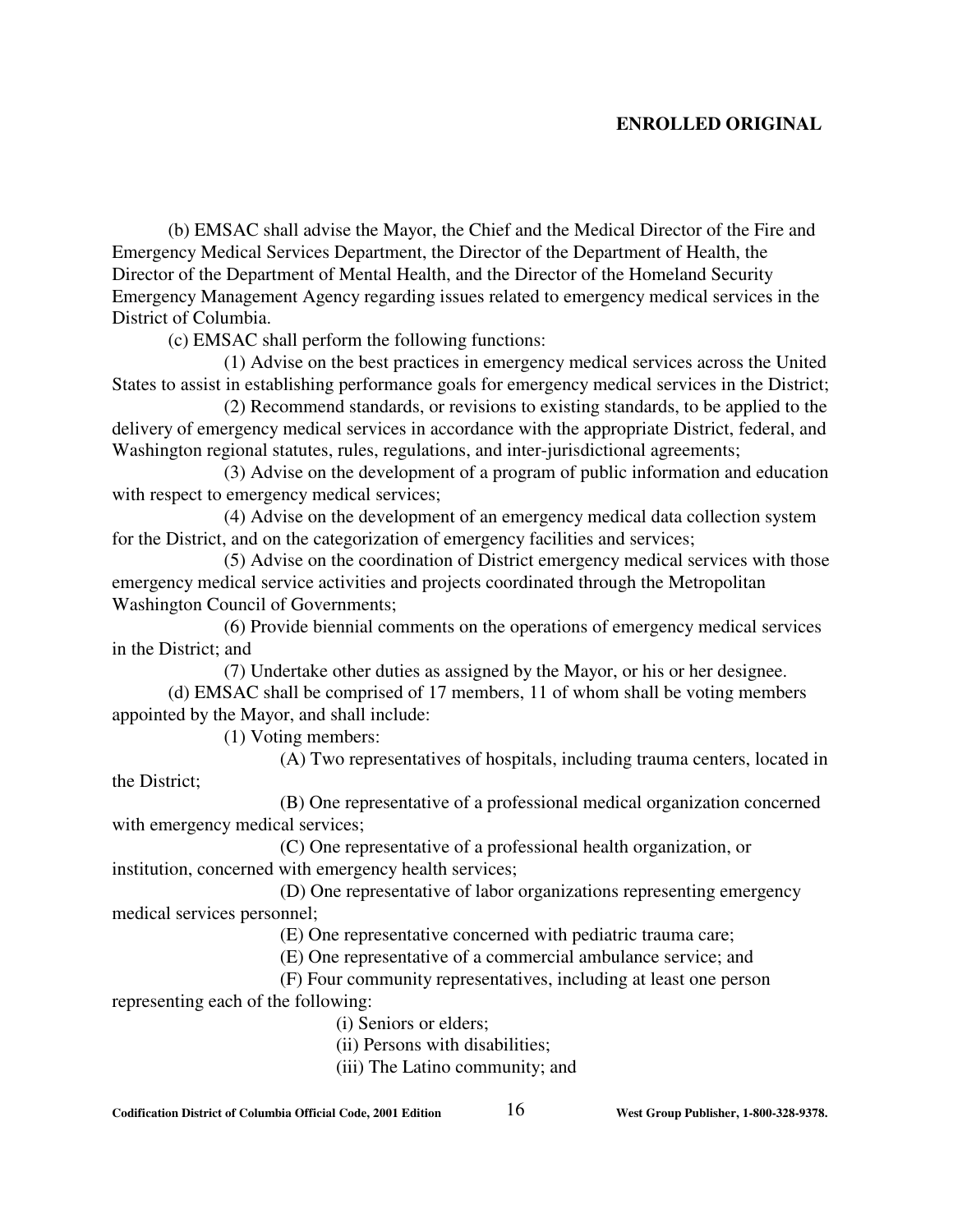(b) EMSAC shall advise the Mayor, the Chief and the Medical Director of the Fire and Emergency Medical Services Department, the Director of the Department of Health, the Director of the Department of Mental Health, and the Director of the Homeland Security Emergency Management Agency regarding issues related to emergency medical services in the District of Columbia.

(c) EMSAC shall perform the following functions:

(1) Advise on the best practices in emergency medical services across the United States to assist in establishing performance goals for emergency medical services in the District;

(2) Recommend standards, or revisions to existing standards, to be applied to the delivery of emergency medical services in accordance with the appropriate District, federal, and Washington regional statutes, rules, regulations, and inter-jurisdictional agreements;

(3) Advise on the development of a program of public information and education with respect to emergency medical services;

(4) Advise on the development of an emergency medical data collection system for the District, and on the categorization of emergency facilities and services;

(5) Advise on the coordination of District emergency medical services with those emergency medical service activities and projects coordinated through the Metropolitan Washington Council of Governments;

(6) Provide biennial comments on the operations of emergency medical services in the District; and

(7) Undertake other duties as assigned by the Mayor, or his or her designee.

(d) EMSAC shall be comprised of 17 members, 11 of whom shall be voting members appointed by the Mayor, and shall include:

(1) Voting members:

(A) Two representatives of hospitals, including trauma centers, located in the District;

(B) One representative of a professional medical organization concerned with emergency medical services;

(C) One representative of a professional health organization, or institution, concerned with emergency health services;

(D) One representative of labor organizations representing emergency medical services personnel;

(E) One representative concerned with pediatric trauma care;

(E) One representative of a commercial ambulance service; and

(F) Four community representatives, including at least one person representing each of the following:

(i) Seniors or elders;

(ii) Persons with disabilities;

(iii) The Latino community; and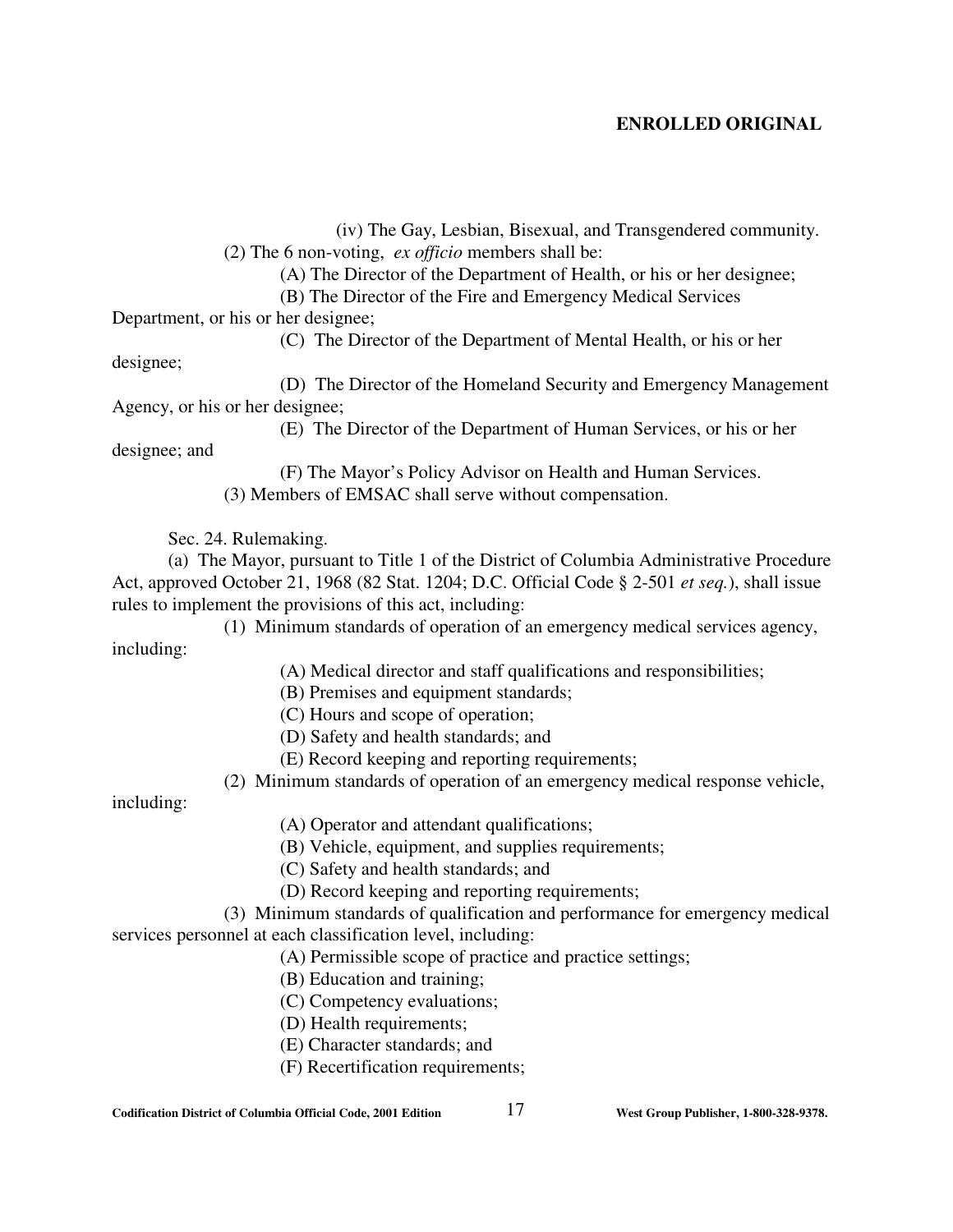(iv) The Gay, Lesbian, Bisexual, and Transgendered community.

(2) The 6 non-voting, *ex officio* members shall be:

(A) The Director of the Department of Health, or his or her designee;

(B) The Director of the Fire and Emergency Medical Services Department, or his or her designee;

(C) The Director of the Department of Mental Health, or his or her designee;

(D) The Director of the Homeland Security and Emergency Management Agency, or his or her designee;

(E) The Director of the Department of Human Services, or his or her designee; and

(F) The Mayor's Policy Advisor on Health and Human Services.

(3) Members of EMSAC shall serve without compensation.

Sec. 24. Rulemaking.

(a) The Mayor, pursuant to Title 1 of the District of Columbia Administrative Procedure Act, approved October 21, 1968 (82 Stat. 1204; D.C. Official Code § 2-501 *et seq.*), shall issue rules to implement the provisions of this act, including:

(1) Minimum standards of operation of an emergency medical services agency, including:

(A) Medical director and staff qualifications and responsibilities;

(B) Premises and equipment standards;

(C) Hours and scope of operation;

(D) Safety and health standards; and

(E) Record keeping and reporting requirements;

(2) Minimum standards of operation of an emergency medical response vehicle, including:

(A) Operator and attendant qualifications;

(B) Vehicle, equipment, and supplies requirements;

(C) Safety and health standards; and

(D) Record keeping and reporting requirements;

(3) Minimum standards of qualification and performance for emergency medical services personnel at each classification level, including:

(A) Permissible scope of practice and practice settings;

(B) Education and training;

(C) Competency evaluations;

(D) Health requirements;

(E) Character standards; and

(F) Recertification requirements;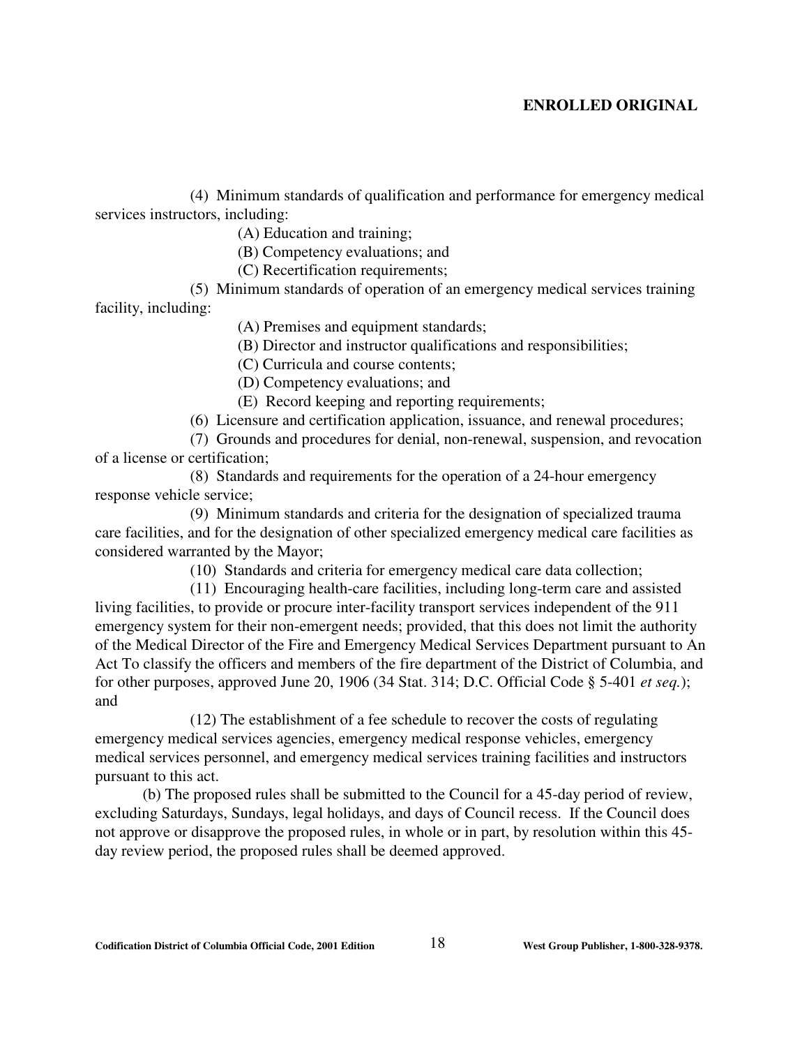(4) Minimum standards of qualification and performance for emergency medical services instructors, including:

(A) Education and training;

(B) Competency evaluations; and

(C) Recertification requirements;

(5) Minimum standards of operation of an emergency medical services training facility, including:

(A) Premises and equipment standards;

(B) Director and instructor qualifications and responsibilities;

(C) Curricula and course contents;

(D) Competency evaluations; and

(E) Record keeping and reporting requirements;

(6) Licensure and certification application, issuance, and renewal procedures;

(7) Grounds and procedures for denial, non-renewal, suspension, and revocation of a license or certification;

(8) Standards and requirements for the operation of a 24-hour emergency response vehicle service;

(9) Minimum standards and criteria for the designation of specialized trauma care facilities, and for the designation of other specialized emergency medical care facilities as considered warranted by the Mayor;

(10) Standards and criteria for emergency medical care data collection;

(11) Encouraging health-care facilities, including long-term care and assisted living facilities, to provide or procure inter-facility transport services independent of the 911 emergency system for their non-emergent needs; provided, that this does not limit the authority of the Medical Director of the Fire and Emergency Medical Services Department pursuant to An Act To classify the officers and members of the fire department of the District of Columbia, and for other purposes, approved June 20, 1906 (34 Stat. 314; D.C. Official Code § 5-401 *et seq.*); and

(12) The establishment of a fee schedule to recover the costs of regulating emergency medical services agencies, emergency medical response vehicles, emergency medical services personnel, and emergency medical services training facilities and instructors pursuant to this act.

(b) The proposed rules shall be submitted to the Council for a 45-day period of review, excluding Saturdays, Sundays, legal holidays, and days of Council recess. If the Council does not approve or disapprove the proposed rules, in whole or in part, by resolution within this 45-day review period, the proposed rules shall be deemed approved.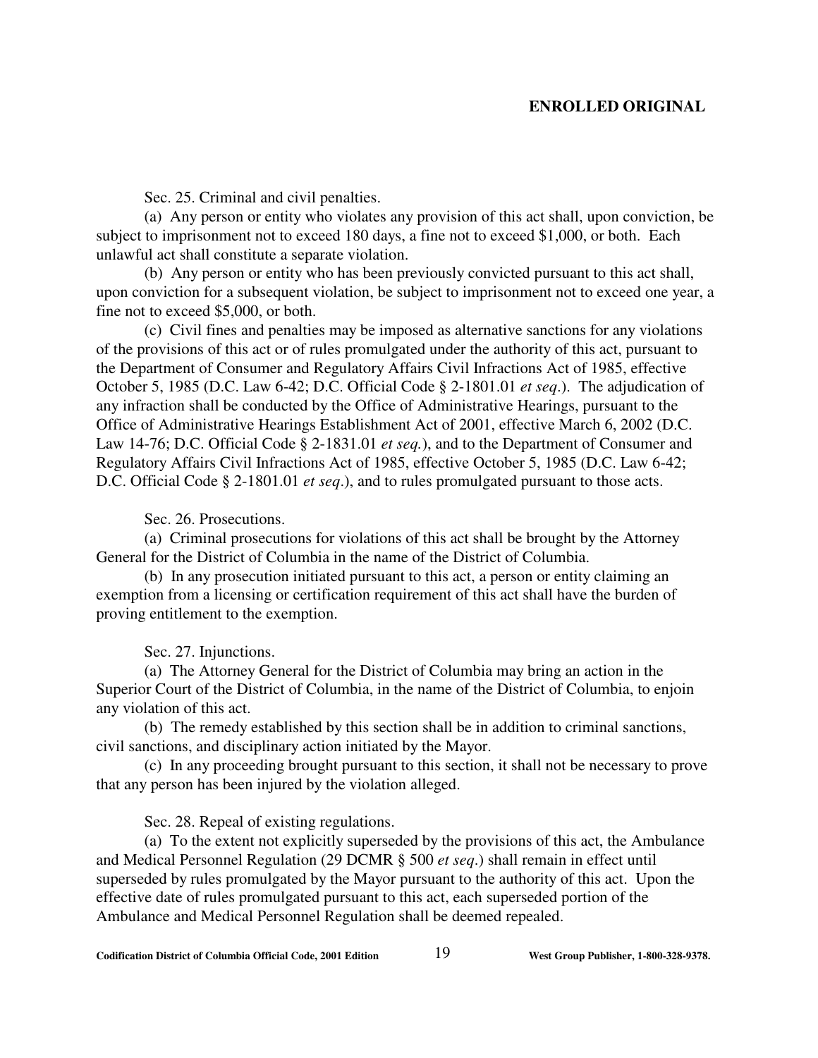Sec. 25. Criminal and civil penalties.

(a) Any person or entity who violates any provision of this act shall, upon conviction, be subject to imprisonment not to exceed 180 days, a fine not to exceed $1,000, or both. Each unlawful act shall constitute a separate violation.

(b) Any person or entity who has been previously convicted pursuant to this act shall, upon conviction for a subsequent violation, be subject to imprisonment not to exceed one year, a fine not to exceed $5,000, or both.

(c) Civil fines and penalties may be imposed as alternative sanctions for any violations of the provisions of this act or of rules promulgated under the authority of this act, pursuant to the Department of Consumer and Regulatory Affairs Civil Infractions Act of 1985, effective October 5, 1985 (D.C. Law 6-42; D.C. Official Code § 2-1801.01 *et seq*.). The adjudication of any infraction shall be conducted by the Office of Administrative Hearings, pursuant to the Office of Administrative Hearings Establishment Act of 2001, effective March 6, 2002 (D.C. Law 14-76; D.C. Official Code § 2-1831.01 *et seq.*), and to the Department of Consumer and Regulatory Affairs Civil Infractions Act of 1985, effective October 5, 1985 (D.C. Law 6-42; D.C. Official Code § 2-1801.01 *et seq*.), and to rules promulgated pursuant to those acts.

Sec. 26. Prosecutions.

(a) Criminal prosecutions for violations of this act shall be brought by the Attorney General for the District of Columbia in the name of the District of Columbia.

(b) In any prosecution initiated pursuant to this act, a person or entity claiming an exemption from a licensing or certification requirement of this act shall have the burden of proving entitlement to the exemption.

Sec. 27. Injunctions.

(a) The Attorney General for the District of Columbia may bring an action in the Superior Court of the District of Columbia, in the name of the District of Columbia, to enjoin any violation of this act.

(b) The remedy established by this section shall be in addition to criminal sanctions, civil sanctions, and disciplinary action initiated by the Mayor.

(c) In any proceeding brought pursuant to this section, it shall not be necessary to prove that any person has been injured by the violation alleged.

Sec. 28. Repeal of existing regulations.

(a) To the extent not explicitly superseded by the provisions of this act, the Ambulance and Medical Personnel Regulation (29 DCMR § 500 *et seq*.) shall remain in effect until superseded by rules promulgated by the Mayor pursuant to the authority of this act. Upon the effective date of rules promulgated pursuant to this act, each superseded portion of the Ambulance and Medical Personnel Regulation shall be deemed repealed.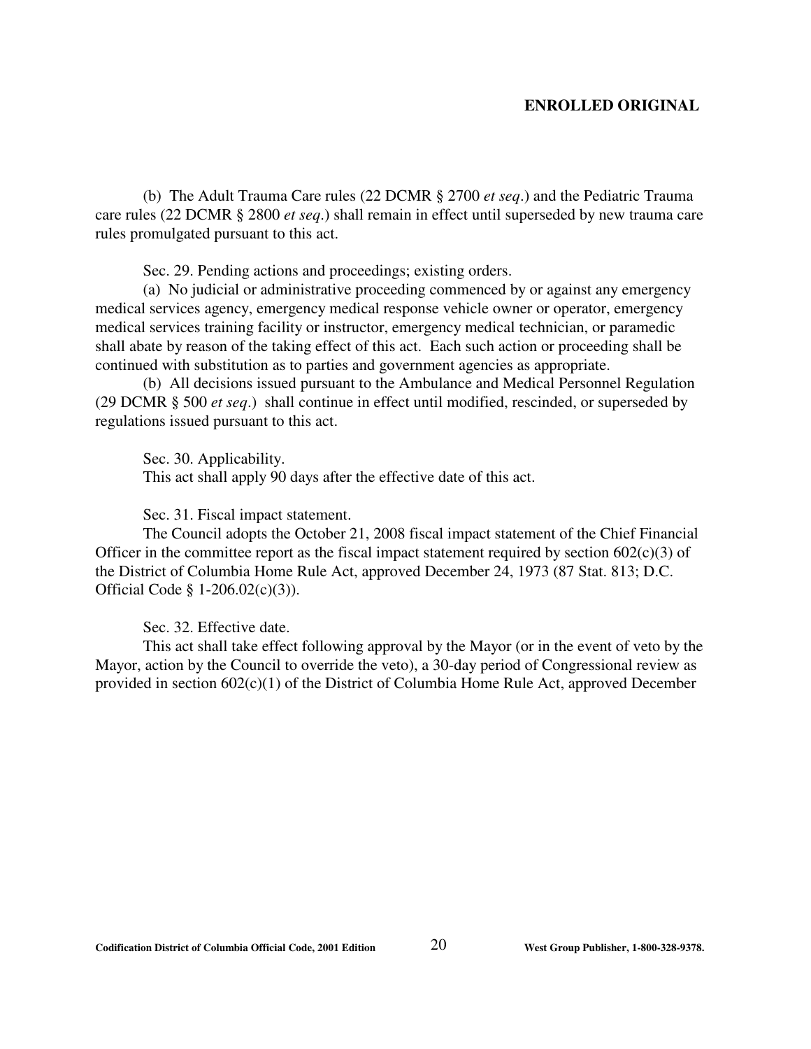(b) The Adult Trauma Care rules (22 DCMR § 2700 *et seq*.) and the Pediatric Trauma care rules (22 DCMR § 2800 *et seq*.) shall remain in effect until superseded by new trauma care rules promulgated pursuant to this act.

Sec. 29. Pending actions and proceedings; existing orders.

(a) No judicial or administrative proceeding commenced by or against any emergency medical services agency, emergency medical response vehicle owner or operator, emergency medical services training facility or instructor, emergency medical technician, or paramedic shall abate by reason of the taking effect of this act. Each such action or proceeding shall be continued with substitution as to parties and government agencies as appropriate.

(b) All decisions issued pursuant to the Ambulance and Medical Personnel Regulation (29 DCMR § 500 *et seq*.) shall continue in effect until modified, rescinded, or superseded by regulations issued pursuant to this act.

Sec. 30. Applicability.

This act shall apply 90 days after the effective date of this act.

Sec. 31. Fiscal impact statement.

The Council adopts the October 21, 2008 fiscal impact statement of the Chief Financial Officer in the committee report as the fiscal impact statement required by section 602(c)(3) of the District of Columbia Home Rule Act, approved December 24, 1973 (87 Stat. 813; D.C. Official Code § 1-206.02(c)(3)).

Sec. 32. Effective date.

This act shall take effect following approval by the Mayor (or in the event of veto by the Mayor, action by the Council to override the veto), a 30-day period of Congressional review as provided in section 602(c)(1) of the District of Columbia Home Rule Act, approved December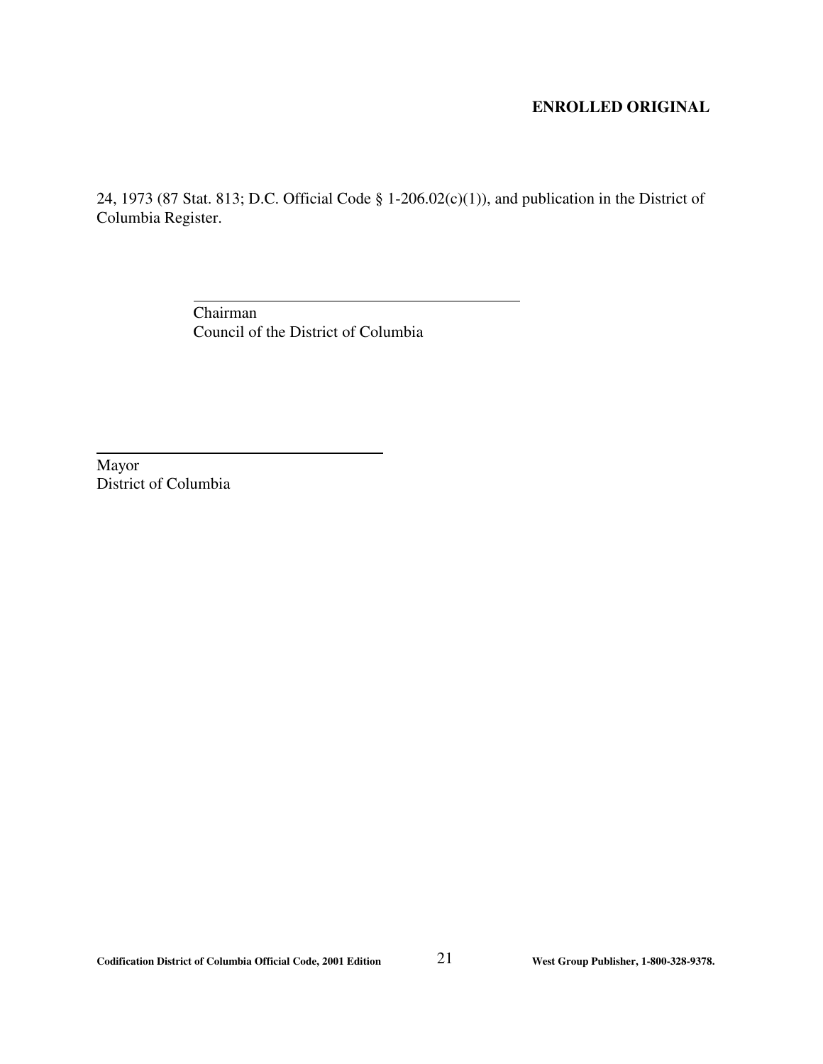**ENROLLED ORIGINAL**

24, 1973 (87 Stat. 813; D.C. Official Code § 1-206.02(c)(1)), and publication in the District of Columbia Register.

______________________________
Chairman
Council of the District of Columbia

______________________________
Mayor
District of Columbia